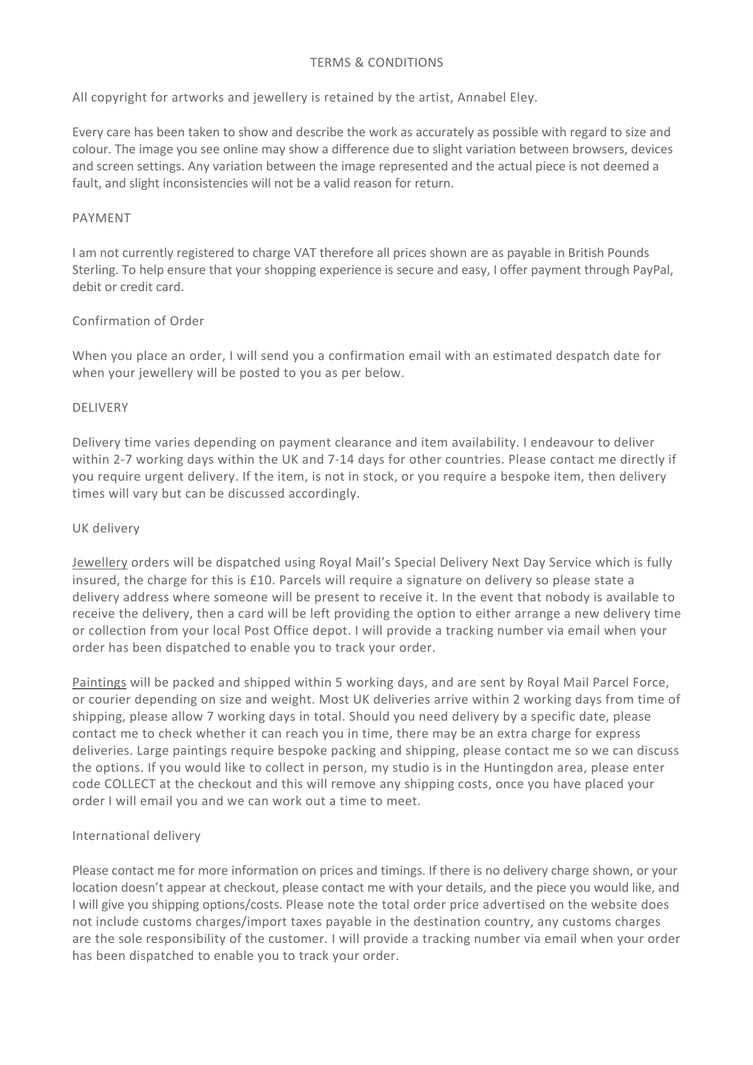# TERMS & CONDITIONS

All copyright for artworks and jewellery is retained by the artist, Annabel Eley.

Every care has been taken to show and describe the work as accurately as possible with regard to size and colour. The image you see online may show a difference due to slight variation between browsers, devices and screen settings. Any variation between the image represented and the actual piece is not deemed a fault, and slight inconsistencies will not be a valid reason for return.

## PAYMENT

I am not currently registered to charge VAT therefore all prices shown are as payable in British Pounds Sterling. To help ensure that your shopping experience is secure and easy, I offer payment through PayPal, debit or credit card.

### Confirmation of Order

When you place an order, I will send you a confirmation email with an estimated despatch date for when your jewellery will be posted to you as per below.

## DELIVERY

Delivery time varies depending on payment clearance and item availability. I endeavour to deliver within 2-7 working days within the UK and 7-14 days for other countries. Please contact me directly if you require urgent delivery. If the item, is not in stock, or you require a bespoke item, then delivery times will vary but can be discussed accordingly.

### UK delivery

Jewellery orders will be dispatched using Royal Mail's Special Delivery Next Day Service which is fully insured, the charge for this is £10. Parcels will require a signature on delivery so please state a delivery address where someone will be present to receive it. In the event that nobody is available to receive the delivery, then a card will be left providing the option to either arrange a new delivery time or collection from your local Post Office depot. I will provide a tracking number via email when your order has been dispatched to enable you to track your order.

Paintings will be packed and shipped within 5 working days, and are sent by Royal Mail Parcel Force, or courier depending on size and weight. Most UK deliveries arrive within 2 working days from time of shipping, please allow 7 working days in total. Should you need delivery by a specific date, please contact me to check whether it can reach you in time, there may be an extra charge for express deliveries. Large paintings require bespoke packing and shipping, please contact me so we can discuss the options. If you would like to collect in person, my studio is in the Huntingdon area, please enter code COLLECT at the checkout and this will remove any shipping costs, once you have placed your order I will email you and we can work out a time to meet.

### International delivery

Please contact me for more information on prices and timings. If there is no delivery charge shown, or your location doesn't appear at checkout, please contact me with your details, and the piece you would like, and I will give you shipping options/costs. Please note the total order price advertised on the website does not include customs charges/import taxes payable in the destination country, any customs charges are the sole responsibility of the customer. I will provide a tracking number via email when your order has been dispatched to enable you to track your order.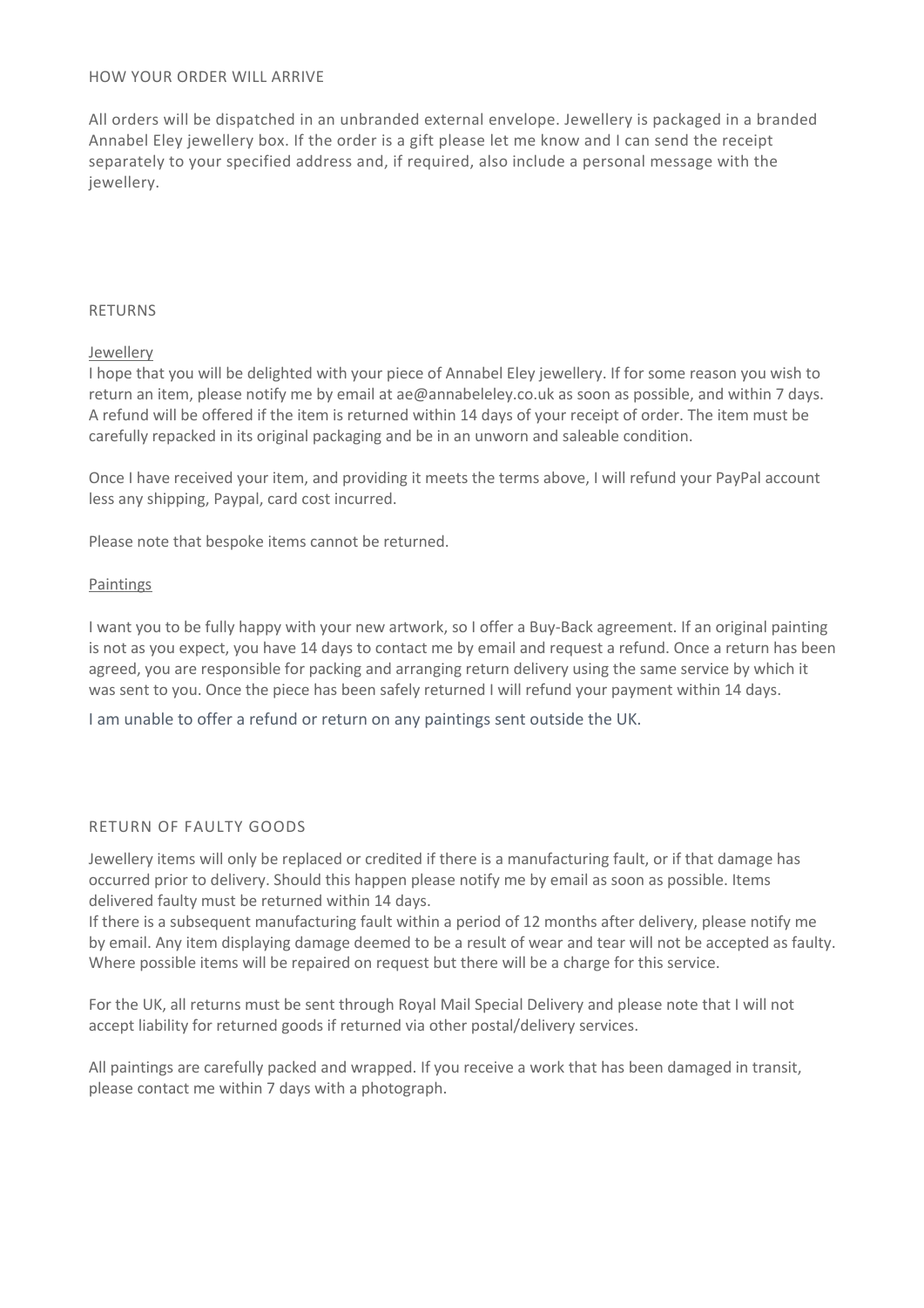## HOW YOUR ORDER WILL ARRIVE

All orders will be dispatched in an unbranded external envelope. Jewellery is packaged in a branded Annabel Eley jewellery box. If the order is a gift please let me know and I can send the receipt separately to your specified address and, if required, also include a personal message with the jewellery.

## RETURNS

### Jewellery

I hope that you will be delighted with your piece of Annabel Eley jewellery. If for some reason you wish to return an item, please notify me by email at ae@annabeleley.co.uk as soon as possible, and within 7 days. A refund will be offered if the item is returned within 14 days of your receipt of order. The item must be carefully repacked in its original packaging and be in an unworn and saleable condition.

Once I have received your item, and providing it meets the terms above, I will refund your PayPal account less any shipping, Paypal, card cost incurred.

Please note that bespoke items cannot be returned.

### Paintings

I want you to be fully happy with your new artwork, so I offer a Buy-Back agreement. If an original painting is not as you expect, you have 14 days to contact me by email and request a refund. Once a return has been agreed, you are responsible for packing and arranging return delivery using the same service by which it was sent to you. Once the piece has been safely returned I will refund your payment within 14 days.

I am unable to offer a refund or return on any paintings sent outside the UK.

## RETURN OF FAULTY GOODS

Jewellery items will only be replaced or credited if there is a manufacturing fault, or if that damage has occurred prior to delivery. Should this happen please notify me by email as soon as possible. Items delivered faulty must be returned within 14 days.

If there is a subsequent manufacturing fault within a period of 12 months after delivery, please notify me by email. Any item displaying damage deemed to be a result of wear and tear will not be accepted as faulty. Where possible items will be repaired on request but there will be a charge for this service.

For the UK, all returns must be sent through Royal Mail Special Delivery and please note that I will not accept liability for returned goods if returned via other postal/delivery services.

All paintings are carefully packed and wrapped. If you receive a work that has been damaged in transit, please contact me within 7 days with a photograph.